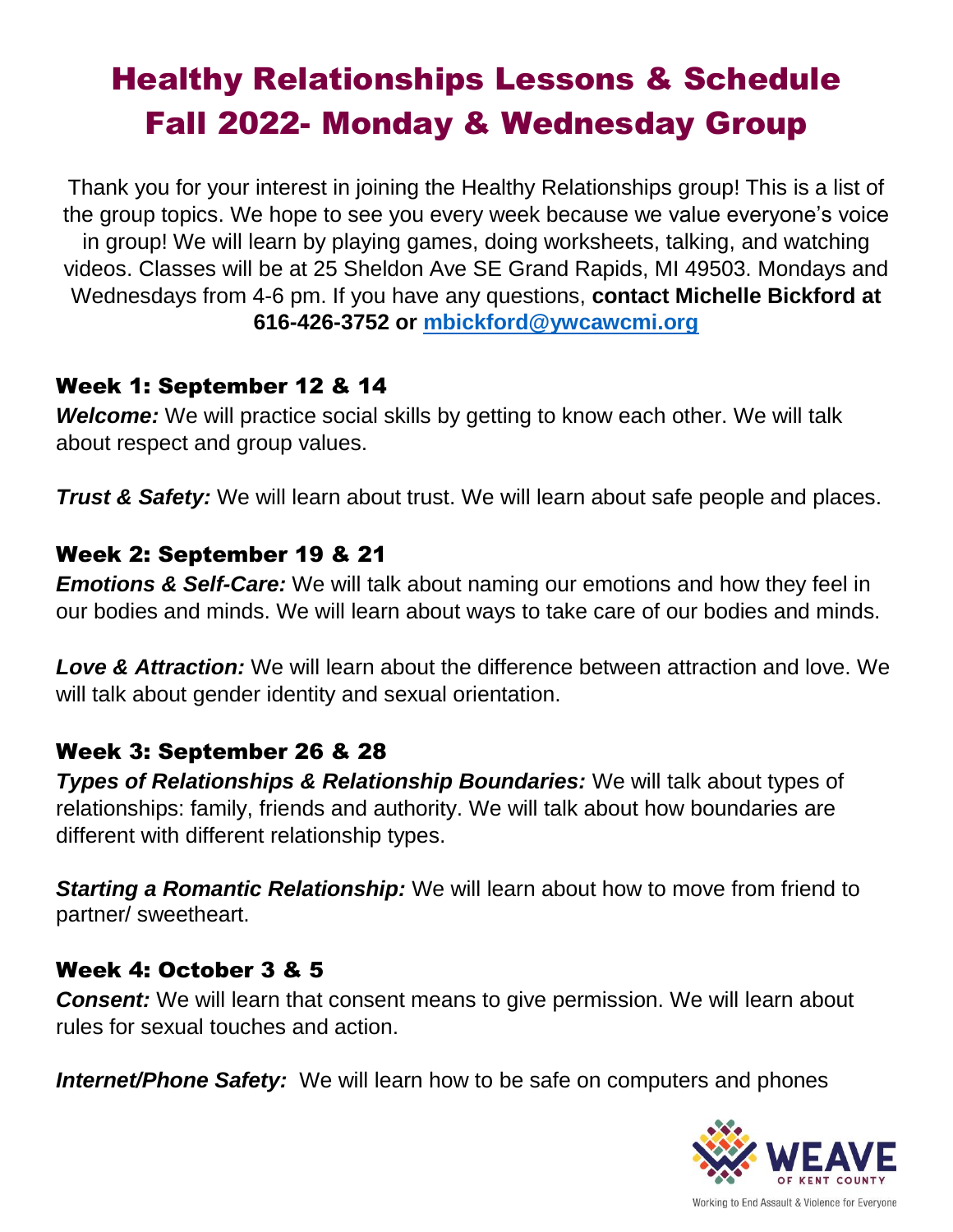# Healthy Relationships Lessons & Schedule
# Fall 2022- Monday & Wednesday Group

Thank you for your interest in joining the Healthy Relationships group! This is a list of the group topics. We hope to see you every week because we value everyone's voice in group! We will learn by playing games, doing worksheets, talking, and watching videos. Classes will be at 25 Sheldon Ave SE Grand Rapids, MI 49503. Mondays and Wednesdays from 4-6 pm. If you have any questions, **contact Michelle Bickford at 616-426-3752 or [mbickford@ywcawcmi.org](mailto:mbickford@ywcawcmi.org)**

## Week 1: September 12 & 14

***Welcome:*** We will practice social skills by getting to know each other. We will talk about respect and group values.

***Trust & Safety:*** We will learn about trust. We will learn about safe people and places.

## Week 2: September 19 & 21

***Emotions & Self-Care:*** We will talk about naming our emotions and how they feel in our bodies and minds. We will learn about ways to take care of our bodies and minds.

***Love & Attraction:*** We will learn about the difference between attraction and love. We will talk about gender identity and sexual orientation.

## Week 3: September 26 & 28

***Types of Relationships & Relationship Boundaries:*** We will talk about types of relationships: family, friends and authority. We will talk about how boundaries are different with different relationship types.

***Starting a Romantic Relationship:*** We will learn about how to move from friend to partner/ sweetheart.

## Week 4: October 3 & 5

***Consent:*** We will learn that consent means to give permission. We will learn about rules for sexual touches and action.

***Internet/Phone Safety:*** We will learn how to be safe on computers and phones

WEAVE OF KENT COUNTY

Working to End Assault & Violence for Everyone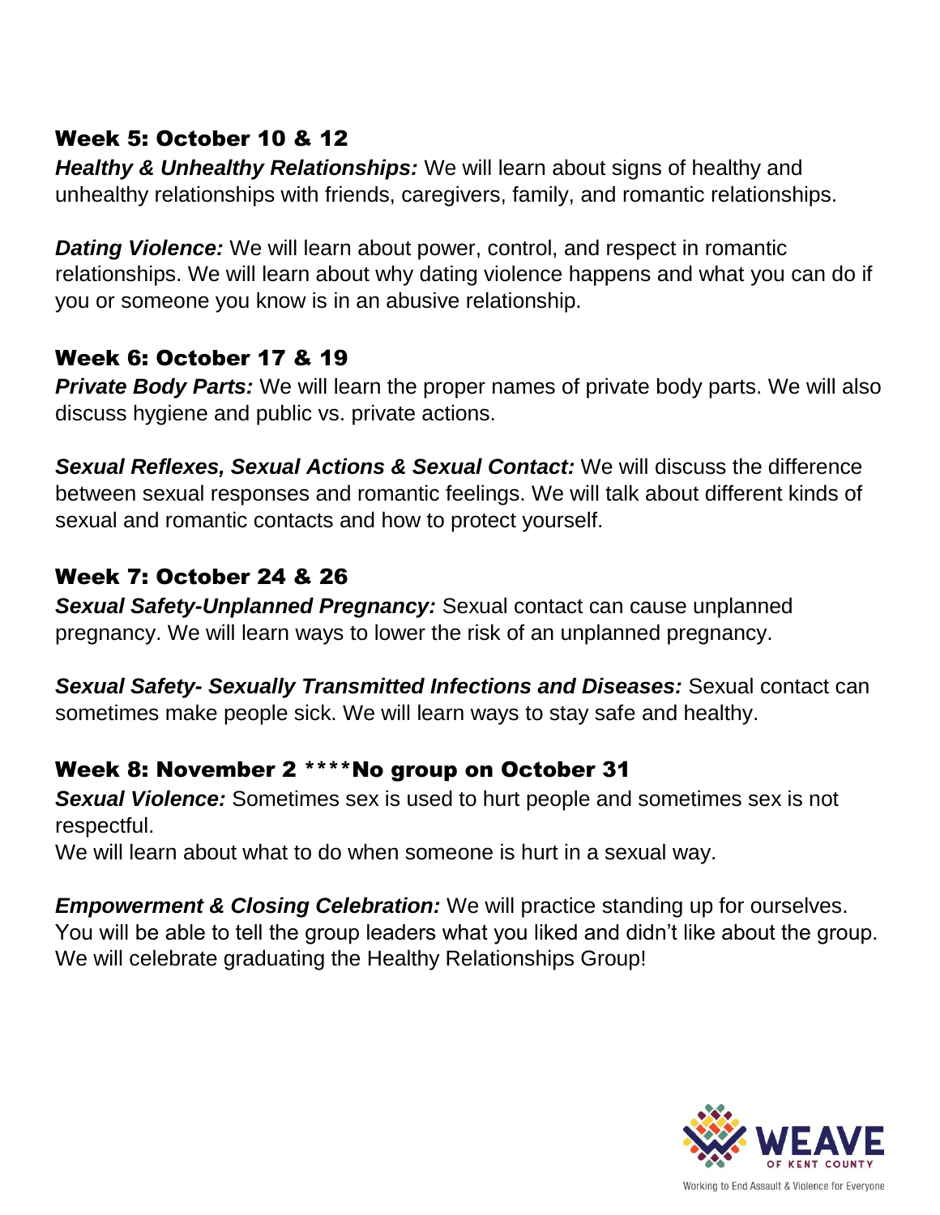## Week 5: October 10 & 12

***Healthy & Unhealthy Relationships:*** We will learn about signs of healthy and unhealthy relationships with friends, caregivers, family, and romantic relationships.

***Dating Violence:*** We will learn about power, control, and respect in romantic relationships. We will learn about why dating violence happens and what you can do if you or someone you know is in an abusive relationship.

## Week 6: October 17 & 19

***Private Body Parts:*** We will learn the proper names of private body parts. We will also discuss hygiene and public vs. private actions.

***Sexual Reflexes, Sexual Actions & Sexual Contact:*** We will discuss the difference between sexual responses and romantic feelings. We will talk about different kinds of sexual and romantic contacts and how to protect yourself.

## Week 7: October 24 & 26

***Sexual Safety-Unplanned Pregnancy:*** Sexual contact can cause unplanned pregnancy. We will learn ways to lower the risk of an unplanned pregnancy.

***Sexual Safety- Sexually Transmitted Infections and Diseases:*** Sexual contact can sometimes make people sick. We will learn ways to stay safe and healthy.

## Week 8: November 2 ****No group on October 31

***Sexual Violence:*** Sometimes sex is used to hurt people and sometimes sex is not respectful.
We will learn about what to do when someone is hurt in a sexual way.

***Empowerment & Closing Celebration:*** We will practice standing up for ourselves. You will be able to tell the group leaders what you liked and didn't like about the group. We will celebrate graduating the Healthy Relationships Group!

WEAVE OF KENT COUNTY
Working to End Assault & Violence for Everyone